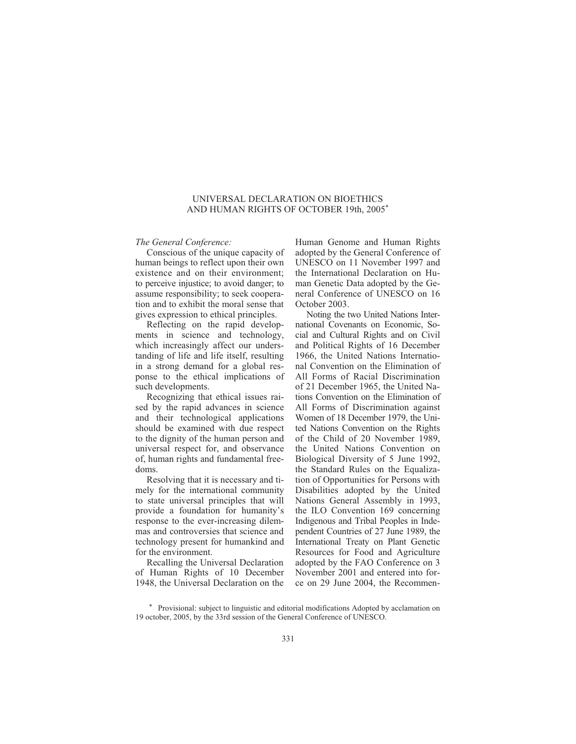# UNIVERSAL DECLARATION ON BIOETHICS AND HUMAN RIGHTS OF OCTOBER 19th, 2005*

*The General Conference:*

Conscious of the unique capacity of human beings to reflect upon their own existence and on their environment; to perceive injustice; to avoid danger; to assume responsibility; to seek cooperation and to exhibit the moral sense that gives expression to ethical principles.

Reflecting on the rapid developments in science and technology, which increasingly affect our understanding of life and life itself, resulting in a strong demand for a global response to the ethical implications of such developments.

Recognizing that ethical issues raised by the rapid advances in science and their technological applications should be examined with due respect to the dignity of the human person and universal respect for, and observance of, human rights and fundamental freedoms.

Resolving that it is necessary and timely for the international community to state universal principles that will provide a foundation for humanity's response to the ever-increasing dilemmas and controversies that science and technology present for humankind and for the environment.

Recalling the Universal Declaration of Human Rights of 10 December 1948, the Universal Declaration on the Human Genome and Human Rights adopted by the General Conference of UNESCO on 11 November 1997 and the International Declaration on Human Genetic Data adopted by the General Conference of UNESCO on 16 October 2003.

Noting the two United Nations International Covenants on Economic, Social and Cultural Rights and on Civil and Political Rights of 16 December 1966, the United Nations International Convention on the Elimination of All Forms of Racial Discrimination of 21 December 1965, the United Nations Convention on the Elimination of All Forms of Discrimination against Women of 18 December 1979, the United Nations Convention on the Rights of the Child of 20 November 1989, the United Nations Convention on Biological Diversity of 5 June 1992, the Standard Rules on the Equalization of Opportunities for Persons with Disabilities adopted by the United Nations General Assembly in 1993, the ILO Convention 169 concerning Indigenous and Tribal Peoples in Independent Countries of 27 June 1989, the International Treaty on Plant Genetic Resources for Food and Agriculture adopted by the FAO Conference on 3 November 2001 and entered into force on 29 June 2004, the Recommen-

* Provisional: subject to linguistic and editorial modifications Adopted by acclamation on 19 october, 2005, by the 33rd session of the General Conference of UNESCO.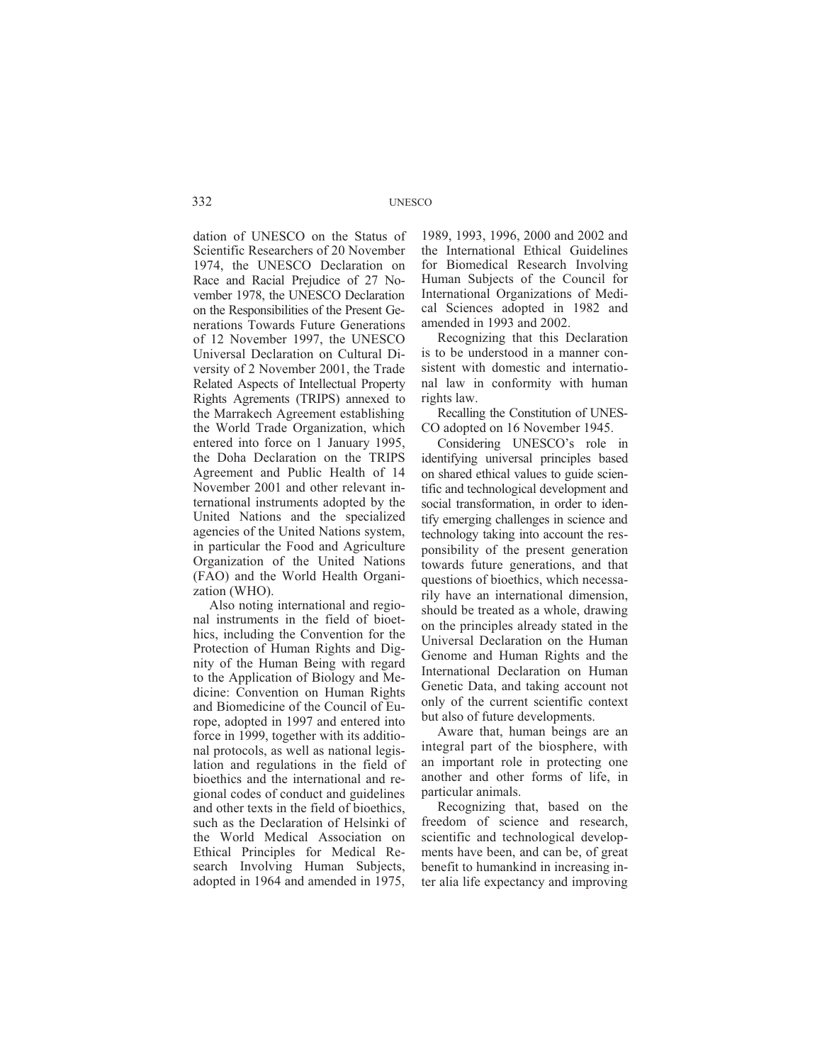dation of UNESCO on the Status of Scientific Researchers of 20 November 1974, the UNESCO Declaration on Race and Racial Prejudice of 27 November 1978, the UNESCO Declaration on the Responsibilities of the Present Generations Towards Future Generations of 12 November 1997, the UNESCO Universal Declaration on Cultural Diversity of 2 November 2001, the Trade Related Aspects of Intellectual Property Rights Agrements (TRIPS) annexed to the Marrakech Agreement establishing the World Trade Organization, which entered into force on 1 January 1995, the Doha Declaration on the TRIPS Agreement and Public Health of 14 November 2001 and other relevant international instruments adopted by the United Nations and the specialized agencies of the United Nations system, in particular the Food and Agriculture Organization of the United Nations (FAO) and the World Health Organization (WHO).

Also noting international and regional instruments in the field of bioethics, including the Convention for the Protection of Human Rights and Dignity of the Human Being with regard to the Application of Biology and Medicine: Convention on Human Rights and Biomedicine of the Council of Europe, adopted in 1997 and entered into force in 1999, together with its additional protocols, as well as national legislation and regulations in the field of bioethics and the international and regional codes of conduct and guidelines and other texts in the field of bioethics, such as the Declaration of Helsinki of the World Medical Association on Ethical Principles for Medical Research Involving Human Subjects, adopted in 1964 and amended in 1975, 1989, 1993, 1996, 2000 and 2002 and the International Ethical Guidelines for Biomedical Research Involving Human Subjects of the Council for International Organizations of Medical Sciences adopted in 1982 and amended in 1993 and 2002.

Recognizing that this Declaration is to be understood in a manner consistent with domestic and international law in conformity with human rights law.

Recalling the Constitution of UNESCO adopted on 16 November 1945.

Considering UNESCO's role in identifying universal principles based on shared ethical values to guide scientific and technological development and social transformation, in order to identify emerging challenges in science and technology taking into account the responsibility of the present generation towards future generations, and that questions of bioethics, which necessarily have an international dimension, should be treated as a whole, drawing on the principles already stated in the Universal Declaration on the Human Genome and Human Rights and the International Declaration on Human Genetic Data, and taking account not only of the current scientific context but also of future developments.

Aware that, human beings are an integral part of the biosphere, with an important role in protecting one another and other forms of life, in particular animals.

Recognizing that, based on the freedom of science and research, scientific and technological developments have been, and can be, of great benefit to humankind in increasing inter alia life expectancy and improving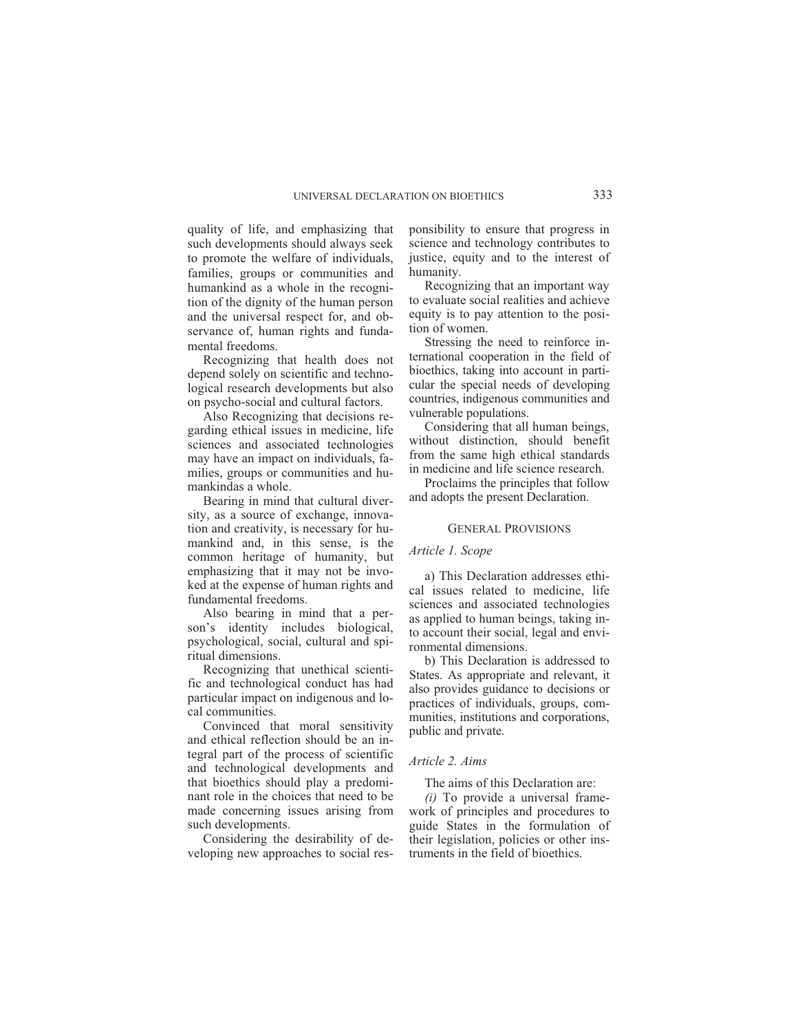quality of life, and emphasizing that such developments should always seek to promote the welfare of individuals, families, groups or communities and humankind as a whole in the recognition of the dignity of the human person and the universal respect for, and observance of, human rights and fundamental freedoms.

Recognizing that health does not depend solely on scientific and technological research developments but also on psycho-social and cultural factors.

Also Recognizing that decisions regarding ethical issues in medicine, life sciences and associated technologies may have an impact on individuals, families, groups or communities and humankindas a whole.

Bearing in mind that cultural diversity, as a source of exchange, innovation and creativity, is necessary for humankind and, in this sense, is the common heritage of humanity, but emphasizing that it may not be invoked at the expense of human rights and fundamental freedoms.

Also bearing in mind that a person's identity includes biological, psychological, social, cultural and spiritual dimensions.

Recognizing that unethical scientific and technological conduct has had particular impact on indigenous and local communities.

Convinced that moral sensitivity and ethical reflection should be an integral part of the process of scientific and technological developments and that bioethics should play a predominant role in the choices that need to be made concerning issues arising from such developments.

Considering the desirability of developing new approaches to social responsibility to ensure that progress in science and technology contributes to justice, equity and to the interest of humanity.

Recognizing that an important way to evaluate social realities and achieve equity is to pay attention to the position of women.

Stressing the need to reinforce international cooperation in the field of bioethics, taking into account in particular the special needs of developing countries, indigenous communities and vulnerable populations.

Considering that all human beings, without distinction, should benefit from the same high ethical standards in medicine and life science research.

Proclaims the principles that follow and adopts the present Declaration.

## General Provisions

### *Article 1. Scope*

a) This Declaration addresses ethical issues related to medicine, life sciences and associated technologies as applied to human beings, taking into account their social, legal and environmental dimensions.

b) This Declaration is addressed to States. As appropriate and relevant, it also provides guidance to decisions or practices of individuals, groups, communities, institutions and corporations, public and private.

### *Article 2. Aims*

The aims of this Declaration are:

*(i)* To provide a universal framework of principles and procedures to guide States in the formulation of their legislation, policies or other instruments in the field of bioethics.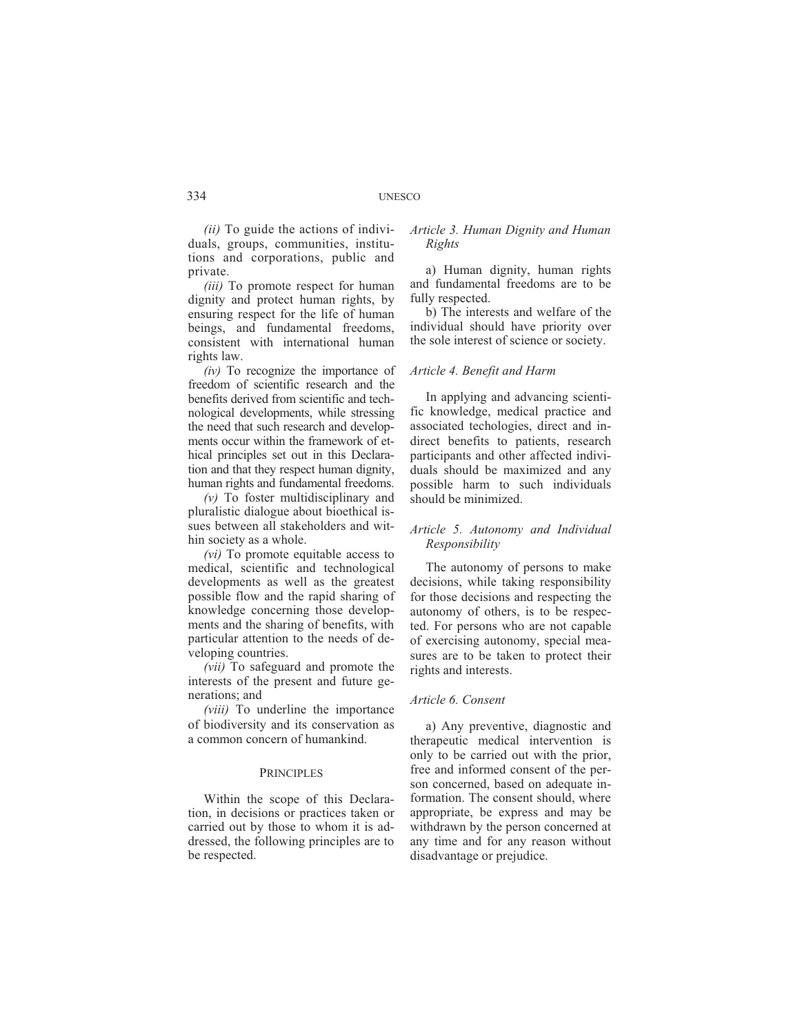*(ii)* To guide the actions of individuals, groups, communities, institutions and corporations, public and private.

*(iii)* To promote respect for human dignity and protect human rights, by ensuring respect for the life of human beings, and fundamental freedoms, consistent with international human rights law.

*(iv)* To recognize the importance of freedom of scientific research and the benefits derived from scientific and technological developments, while stressing the need that such research and developments occur within the framework of ethical principles set out in this Declaration and that they respect human dignity, human rights and fundamental freedoms.

*(v)* To foster multidisciplinary and pluralistic dialogue about bioethical issues between all stakeholders and within society as a whole.

*(vi)* To promote equitable access to medical, scientific and technological developments as well as the greatest possible flow and the rapid sharing of knowledge concerning those developments and the sharing of benefits, with particular attention to the needs of developing countries.

*(vii)* To safeguard and promote the interests of the present and future generations; and

*(viii)* To underline the importance of biodiversity and its conservation as a common concern of humankind.

## PRINCIPLES

Within the scope of this Declaration, in decisions or practices taken or carried out by those to whom it is addressed, the following principles are to be respected.

### *Article 3. Human Dignity and Human Rights*

a) Human dignity, human rights and fundamental freedoms are to be fully respected.

b) The interests and welfare of the individual should have priority over the sole interest of science or society.

### *Article 4. Benefit and Harm*

In applying and advancing scientific knowledge, medical practice and associated techologies, direct and indirect benefits to patients, research participants and other affected individuals should be maximized and any possible harm to such individuals should be minimized.

### *Article 5. Autonomy and Individual Responsibility*

The autonomy of persons to make decisions, while taking responsibility for those decisions and respecting the autonomy of others, is to be respected. For persons who are not capable of exercising autonomy, special measures are to be taken to protect their rights and interests.

### *Article 6. Consent*

a) Any preventive, diagnostic and therapeutic medical intervention is only to be carried out with the prior, free and informed consent of the person concerned, based on adequate information. The consent should, where appropriate, be express and may be withdrawn by the person concerned at any time and for any reason without disadvantage or prejudice.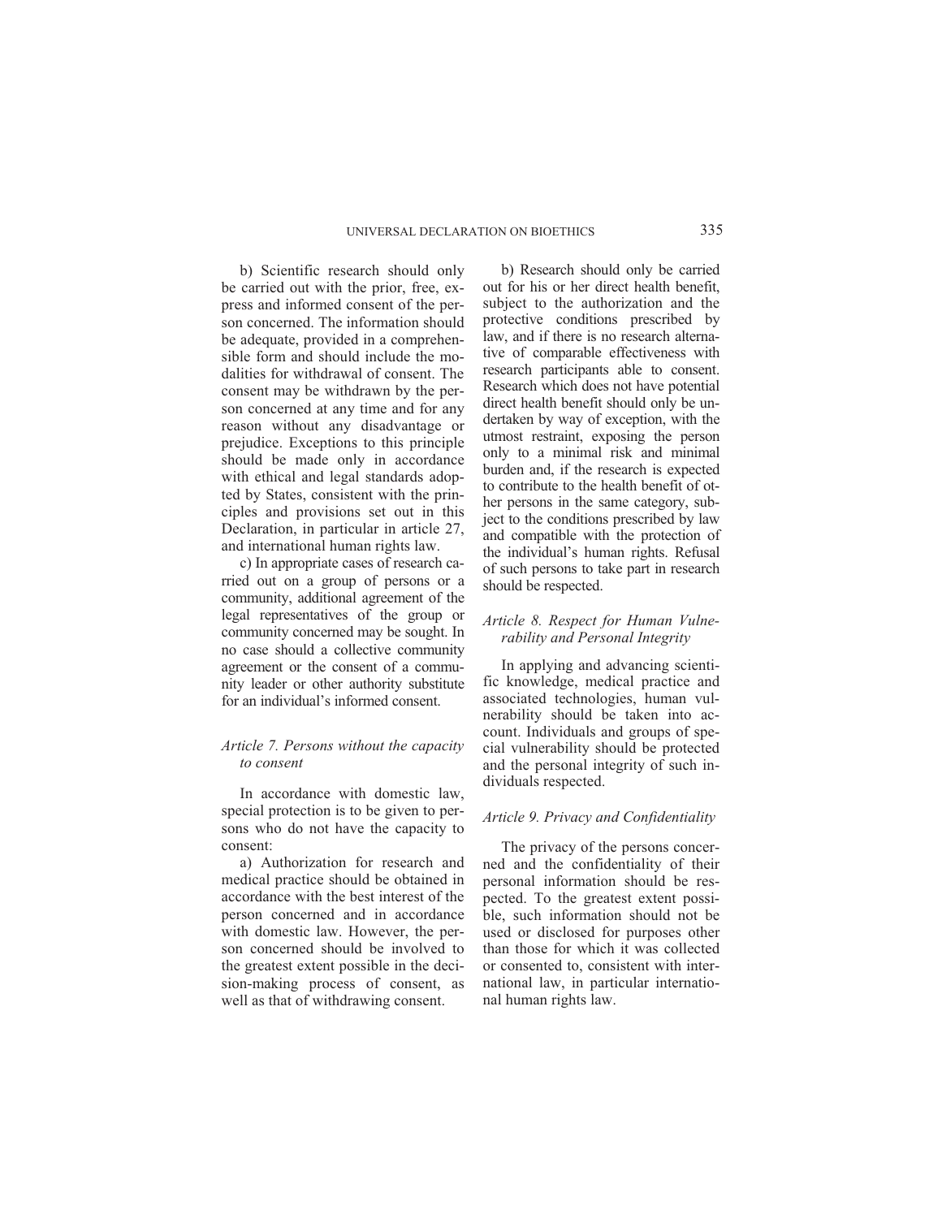b) Scientific research should only be carried out with the prior, free, express and informed consent of the person concerned. The information should be adequate, provided in a comprehensible form and should include the modalities for withdrawal of consent. The consent may be withdrawn by the person concerned at any time and for any reason without any disadvantage or prejudice. Exceptions to this principle should be made only in accordance with ethical and legal standards adopted by States, consistent with the principles and provisions set out in this Declaration, in particular in article 27, and international human rights law.

c) In appropriate cases of research carried out on a group of persons or a community, additional agreement of the legal representatives of the group or community concerned may be sought. In no case should a collective community agreement or the consent of a community leader or other authority substitute for an individual's informed consent.

### *Article 7. Persons without the capacity to consent*

In accordance with domestic law, special protection is to be given to persons who do not have the capacity to consent:

a) Authorization for research and medical practice should be obtained in accordance with the best interest of the person concerned and in accordance with domestic law. However, the person concerned should be involved to the greatest extent possible in the decision-making process of consent, as well as that of withdrawing consent.

b) Research should only be carried out for his or her direct health benefit, subject to the authorization and the protective conditions prescribed by law, and if there is no research alternative of comparable effectiveness with research participants able to consent. Research which does not have potential direct health benefit should only be undertaken by way of exception, with the utmost restraint, exposing the person only to a minimal risk and minimal burden and, if the research is expected to contribute to the health benefit of other persons in the same category, subject to the conditions prescribed by law and compatible with the protection of the individual's human rights. Refusal of such persons to take part in research should be respected.

### *Article 8. Respect for Human Vulnerability and Personal Integrity*

In applying and advancing scientific knowledge, medical practice and associated technologies, human vulnerability should be taken into account. Individuals and groups of special vulnerability should be protected and the personal integrity of such individuals respected.

### *Article 9. Privacy and Confidentiality*

The privacy of the persons concerned and the confidentiality of their personal information should be respected. To the greatest extent possible, such information should not be used or disclosed for purposes other than those for which it was collected or consented to, consistent with international law, in particular international human rights law.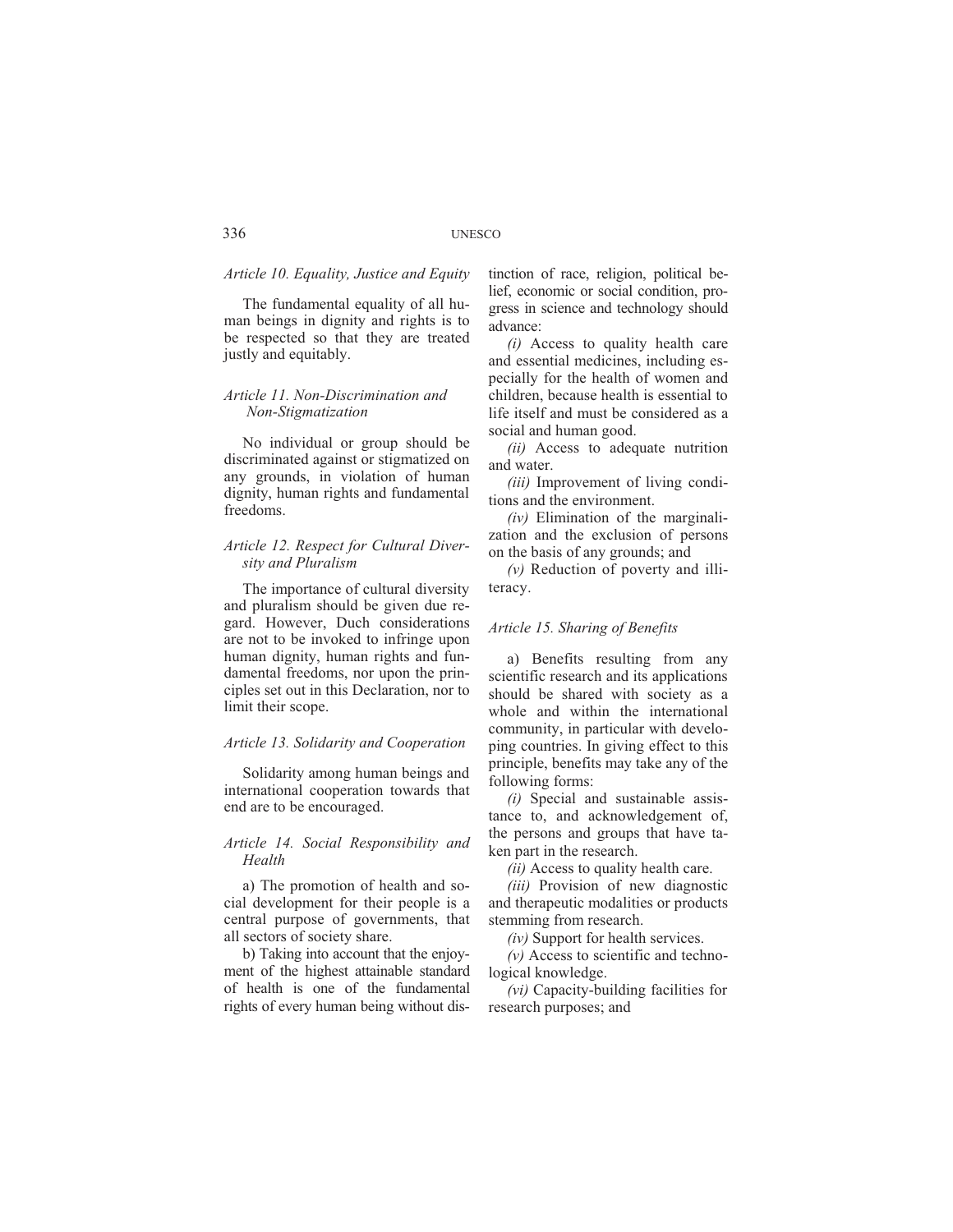*Article 10. Equality, Justice and Equity*

The fundamental equality of all human beings in dignity and rights is to be respected so that they are treated justly and equitably.

*Article 11. Non-Discrimination and Non-Stigmatization*

No individual or group should be discriminated against or stigmatized on any grounds, in violation of human dignity, human rights and fundamental freedoms.

*Article 12. Respect for Cultural Diversity and Pluralism*

The importance of cultural diversity and pluralism should be given due regard. However, Duch considerations are not to be invoked to infringe upon human dignity, human rights and fundamental freedoms, nor upon the principles set out in this Declaration, nor to limit their scope.

*Article 13. Solidarity and Cooperation*

Solidarity among human beings and international cooperation towards that end are to be encouraged.

*Article 14. Social Responsibility and Health*

a) The promotion of health and social development for their people is a central purpose of governments, that all sectors of society share.

b) Taking into account that the enjoyment of the highest attainable standard of health is one of the fundamental rights of every human being without distinction of race, religion, political belief, economic or social condition, progress in science and technology should advance:

*(i)* Access to quality health care and essential medicines, including especially for the health of women and children, because health is essential to life itself and must be considered as a social and human good.

*(ii)* Access to adequate nutrition and water.

*(iii)* Improvement of living conditions and the environment.

*(iv)* Elimination of the marginalization and the exclusion of persons on the basis of any grounds; and

*(v)* Reduction of poverty and illiteracy.

*Article 15. Sharing of Benefits*

a) Benefits resulting from any scientific research and its applications should be shared with society as a whole and within the international community, in particular with developing countries. In giving effect to this principle, benefits may take any of the following forms:

*(i)* Special and sustainable assistance to, and acknowledgement of, the persons and groups that have taken part in the research.

*(ii)* Access to quality health care.

*(iii)* Provision of new diagnostic and therapeutic modalities or products stemming from research.

*(iv)* Support for health services.

*(v)* Access to scientific and technological knowledge.

*(vi)* Capacity-building facilities for research purposes; and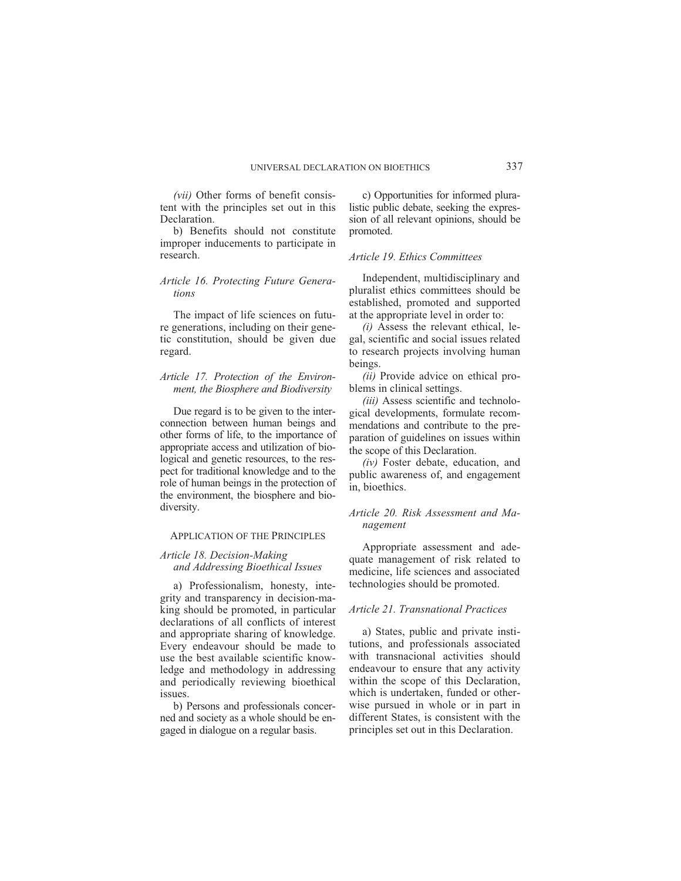*(vii)* Other forms of benefit consistent with the principles set out in this Declaration.

b) Benefits should not constitute improper inducements to participate in research.

### *Article 16. Protecting Future Generations*

The impact of life sciences on future generations, including on their genetic constitution, should be given due regard.

### *Article 17. Protection of the Environment, the Biosphere and Biodiversity*

Due regard is to be given to the interconnection between human beings and other forms of life, to the importance of appropriate access and utilization of biological and genetic resources, to the respect for traditional knowledge and to the role of human beings in the protection of the environment, the biosphere and biodiversity.

## APPLICATION OF THE PRINCIPLES

### *Article 18. Decision-Making and Addressing Bioethical Issues*

a) Professionalism, honesty, integrity and transparency in decision-making should be promoted, in particular declarations of all conflicts of interest and appropriate sharing of knowledge. Every endeavour should be made to use the best available scientific knowledge and methodology in addressing and periodically reviewing bioethical issues.

b) Persons and professionals concerned and society as a whole should be engaged in dialogue on a regular basis.

c) Opportunities for informed pluralistic public debate, seeking the expression of all relevant opinions, should be promoted.

### *Article 19. Ethics Committees*

Independent, multidisciplinary and pluralist ethics committees should be established, promoted and supported at the appropriate level in order to:

*(i)* Assess the relevant ethical, legal, scientific and social issues related to research projects involving human beings.

*(ii)* Provide advice on ethical problems in clinical settings.

*(iii)* Assess scientific and technological developments, formulate recommendations and contribute to the preparation of guidelines on issues within the scope of this Declaration.

*(iv)* Foster debate, education, and public awareness of, and engagement in, bioethics.

### *Article 20. Risk Assessment and Management*

Appropriate assessment and adequate management of risk related to medicine, life sciences and associated technologies should be promoted.

### *Article 21. Transnational Practices*

a) States, public and private institutions, and professionals associated with transnacional activities should endeavour to ensure that any activity within the scope of this Declaration, which is undertaken, funded or otherwise pursued in whole or in part in different States, is consistent with the principles set out in this Declaration.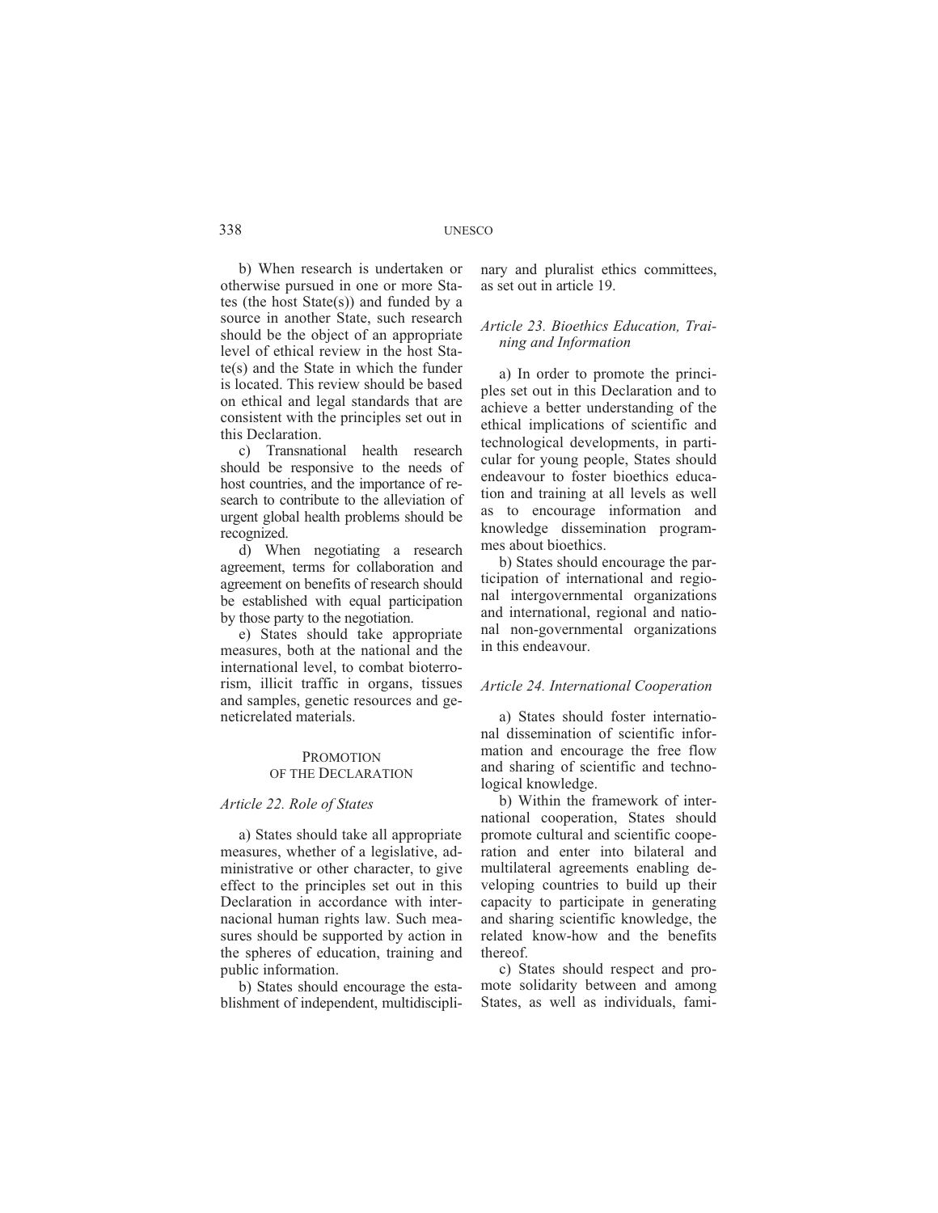b) When research is undertaken or otherwise pursued in one or more States (the host State(s)) and funded by a source in another State, such research should be the object of an appropriate level of ethical review in the host State(s) and the State in which the funder is located. This review should be based on ethical and legal standards that are consistent with the principles set out in this Declaration.

c) Transnational health research should be responsive to the needs of host countries, and the importance of research to contribute to the alleviation of urgent global health problems should be recognized.

d) When negotiating a research agreement, terms for collaboration and agreement on benefits of research should be established with equal participation by those party to the negotiation.

e) States should take appropriate measures, both at the national and the international level, to combat bioterrorism, illicit traffic in organs, tissues and samples, genetic resources and geneticrelated materials.

## PROMOTION OF THE DECLARATION

### *Article 22. Role of States*

a) States should take all appropriate measures, whether of a legislative, administrative or other character, to give effect to the principles set out in this Declaration in accordance with internacional human rights law. Such measures should be supported by action in the spheres of education, training and public information.

b) States should encourage the establishment of independent, multidisciplinary and pluralist ethics committees, as set out in article 19.

### *Article 23. Bioethics Education, Training and Information*

a) In order to promote the principles set out in this Declaration and to achieve a better understanding of the ethical implications of scientific and technological developments, in particular for young people, States should endeavour to foster bioethics education and training at all levels as well as to encourage information and knowledge dissemination programmes about bioethics.

b) States should encourage the participation of international and regional intergovernmental organizations and international, regional and national non-governmental organizations in this endeavour.

### *Article 24. International Cooperation*

a) States should foster international dissemination of scientific information and encourage the free flow and sharing of scientific and technological knowledge.

b) Within the framework of international cooperation, States should promote cultural and scientific cooperation and enter into bilateral and multilateral agreements enabling developing countries to build up their capacity to participate in generating and sharing scientific knowledge, the related know-how and the benefits thereof.

c) States should respect and promote solidarity between and among States, as well as individuals, fami-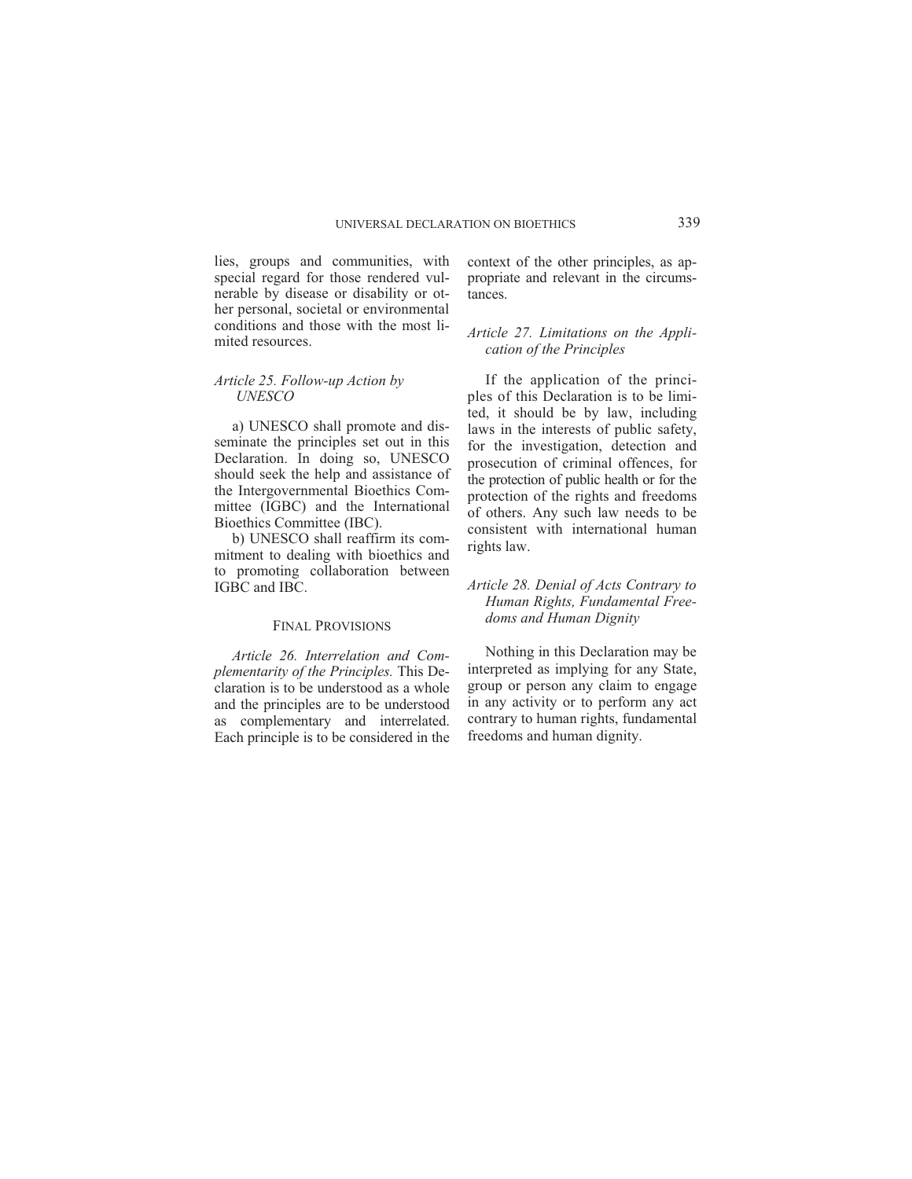lies, groups and communities, with special regard for those rendered vulnerable by disease or disability or other personal, societal or environmental conditions and those with the most limited resources.

*Article 25. Follow-up Action by UNESCO*

a) UNESCO shall promote and disseminate the principles set out in this Declaration. In doing so, UNESCO should seek the help and assistance of the Intergovernmental Bioethics Committee (IGBC) and the International Bioethics Committee (IBC).

b) UNESCO shall reaffirm its commitment to dealing with bioethics and to promoting collaboration between IGBC and IBC.

## FINAL PROVISIONS

*Article 26. Interrelation and Complementarity of the Principles.* This Declaration is to be understood as a whole and the principles are to be understood as complementary and interrelated. Each principle is to be considered in the context of the other principles, as appropriate and relevant in the circumstances.

*Article 27. Limitations on the Application of the Principles*

If the application of the principles of this Declaration is to be limited, it should be by law, including laws in the interests of public safety, for the investigation, detection and prosecution of criminal offences, for the protection of public health or for the protection of the rights and freedoms of others. Any such law needs to be consistent with international human rights law.

*Article 28. Denial of Acts Contrary to Human Rights, Fundamental Freedoms and Human Dignity*

Nothing in this Declaration may be interpreted as implying for any State, group or person any claim to engage in any activity or to perform any act contrary to human rights, fundamental freedoms and human dignity.